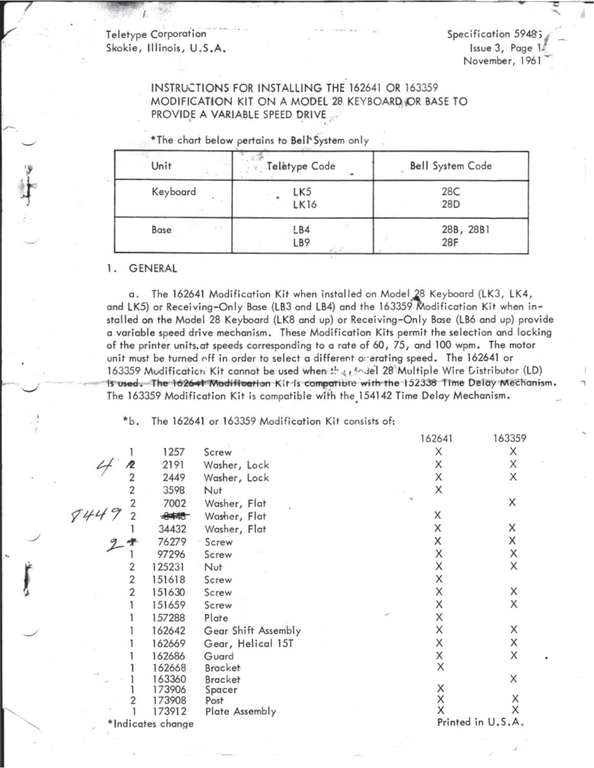Teletype Corporation
Skokie, Illinois, U.S.A.

Specification 5948S
Issue 3, Page 1
November, 1961

# INSTRUCTIONS FOR INSTALLING THE 162641 OR 163359 MODIFICATION KIT ON A MODEL 28 KEYBOARD OR BASE TO PROVIDE A VARIABLE SPEED DRIVE

*The chart below pertains to Bell System only

| Unit | Teletype Code | Bell System Code |
|---|---|---|
| Keyboard | LK5<br>LK16 | 28C<br>28D |
| Base | LB4<br>LB9 | 28B, 28B1<br>28F |

## 1. GENERAL

a. The 162641 Modification Kit when installed on Model 28 Keyboard (LK3, LK4, and LK5) or Receiving-Only Base (LB3 and LB4) and the 163359 Modification Kit when installed on the Model 28 Keyboard (LK8 and up) or Receiving-Only Base (LB6 and up) provide a variable speed drive mechanism. These Modification Kits permit the selection and locking of the printer units at speeds corresponding to a rate of 60, 75, and 100 wpm. The motor unit must be turned off in order to select a different operating speed. The 162641 or 163359 Modification Kit cannot be used when the Model 28 Multiple Wire Distributor (LD) ~~is used. The 162641 Modification Kit is compatible with the 152338 Time Delay Mechanism.~~ The 163359 Modification Kit is compatible with the 154142 Time Delay Mechanism.

*b. The 162641 or 163359 Modification Kit consists of:

| Qty | Part No. | Description | 162641 | 163359 |
|---|---|---|---|---|
| 1 | 1257 | Screw | X | X |
| ~~2~~ 4 | 2191 | Washer, Lock | X | X |
| 2 | 2449 | Washer, Lock | X | X |
| 2 | 3598 | Nut | X | |
| 2 | 7002 | Washer, Flat | | X |
| 2 | ~~8448~~ 8449 | Washer, Flat | X | |
| 1 | 34432 | Washer, Flat | X | X |
| ~~1~~ 2 | 76279 | Screw | X | X |
| 1 | 97296 | Screw | X | X |
| 2 | 125231 | Nut | X | X |
| 2 | 151618 | Screw | X | |
| 2 | 151630 | Screw | X | X |
| 1 | 151659 | Screw | X | X |
| 1 | 157288 | Plate | X | |
| 1 | 162642 | Gear Shift Assembly | X | X |
| 1 | 162669 | Gear, Helical 15T | X | X |
| 1 | 162686 | Guard | X | X |
| 1 | 162668 | Bracket | X | |
| 1 | 163360 | Bracket | | X |
| 1 | 173906 | Spacer | X | |
| 2 | 173908 | Post | X | X |
| 1 | 173912 | Plate Assembly | X | X |

*Indicates change

Printed in U.S.A.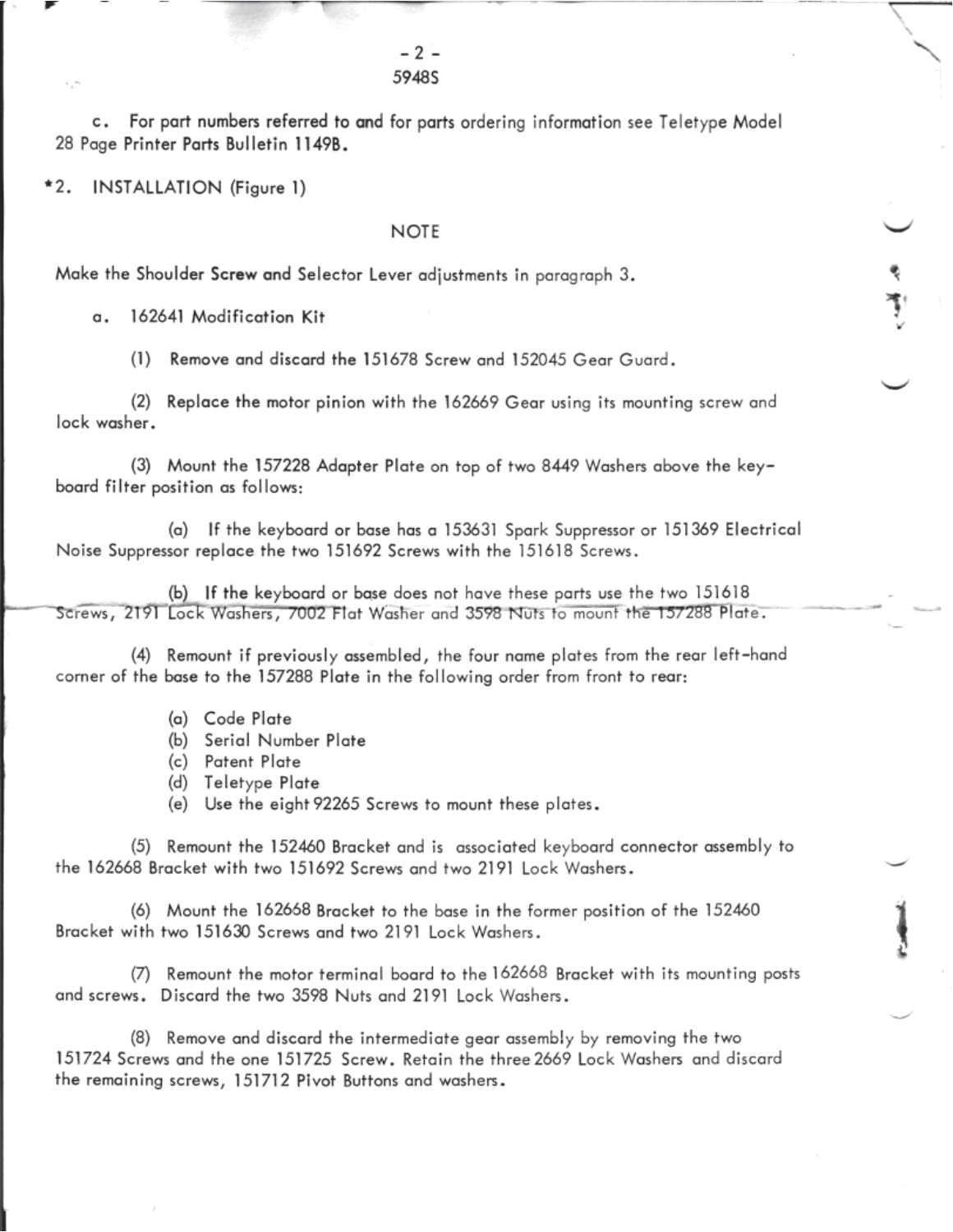c. For part numbers referred to and for parts ordering information see Teletype Model 28 Page Printer Parts Bulletin 1149B.

*2. INSTALLATION (Figure 1)

NOTE

Make the Shoulder Screw and Selector Lever adjustments in paragraph 3.

a. 162641 Modification Kit

(1) Remove and discard the 151678 Screw and 152045 Gear Guard.

(2) Replace the motor pinion with the 162669 Gear using its mounting screw and lock washer.

(3) Mount the 157228 Adapter Plate on top of two 8449 Washers above the keyboard filter position as follows:

(a) If the keyboard or base has a 153631 Spark Suppressor or 151369 Electrical Noise Suppressor replace the two 151692 Screws with the 151618 Screws.

(b) If the keyboard or base does not have these parts use the two 151618 Screws, 2191 Lock Washers, 7002 Flat Washer and 3598 Nuts to mount the 157288 Plate.

(4) Remount if previously assembled, the four name plates from the rear left-hand corner of the base to the 157288 Plate in the following order from front to rear:

(a) Code Plate
(b) Serial Number Plate
(c) Patent Plate
(d) Teletype Plate
(e) Use the eight 92265 Screws to mount these plates.

(5) Remount the 152460 Bracket and is associated keyboard connector assembly to the 162668 Bracket with two 151692 Screws and two 2191 Lock Washers.

(6) Mount the 162668 Bracket to the base in the former position of the 152460 Bracket with two 151630 Screws and two 2191 Lock Washers.

(7) Remount the motor terminal board to the 162668 Bracket with its mounting posts and screws. Discard the two 3598 Nuts and 2191 Lock Washers.

(8) Remove and discard the intermediate gear assembly by removing the two 151724 Screws and the one 151725 Screw. Retain the three 2669 Lock Washers and discard the remaining screws, 151712 Pivot Buttons and washers.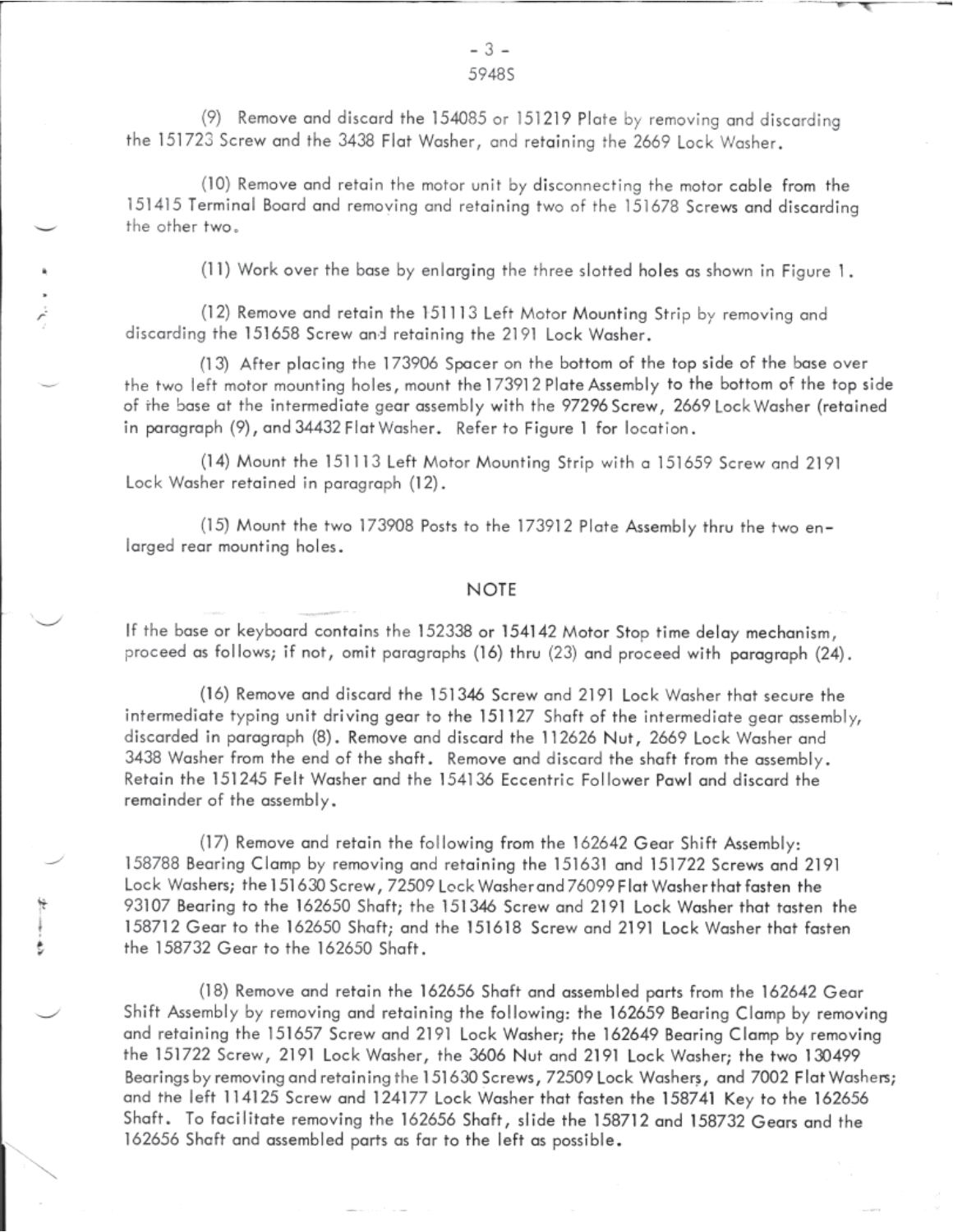(9) Remove and discard the 154085 or 151219 Plate by removing and discarding the 151723 Screw and the 3438 Flat Washer, and retaining the 2669 Lock Washer.

(10) Remove and retain the motor unit by disconnecting the motor cable from the 151415 Terminal Board and removing and retaining two of the 151678 Screws and discarding the other two.

(11) Work over the base by enlarging the three slotted holes as shown in Figure 1.

(12) Remove and retain the 151113 Left Motor Mounting Strip by removing and discarding the 151658 Screw and retaining the 2191 Lock Washer.

(13) After placing the 173906 Spacer on the bottom of the top side of the base over the two left motor mounting holes, mount the 173912 Plate Assembly to the bottom of the top side of the base at the intermediate gear assembly with the 97296 Screw, 2669 Lock Washer (retained in paragraph (9), and 34432 Flat Washer. Refer to Figure 1 for location.

(14) Mount the 151113 Left Motor Mounting Strip with a 151659 Screw and 2191 Lock Washer retained in paragraph (12).

(15) Mount the two 173908 Posts to the 173912 Plate Assembly thru the two enlarged rear mounting holes.

## NOTE

If the base or keyboard contains the 152338 or 154142 Motor Stop time delay mechanism, proceed as follows; if not, omit paragraphs (16) thru (23) and proceed with paragraph (24).

(16) Remove and discard the 151346 Screw and 2191 Lock Washer that secure the intermediate typing unit driving gear to the 151127 Shaft of the intermediate gear assembly, discarded in paragraph (8). Remove and discard the 112626 Nut, 2669 Lock Washer and 3438 Washer from the end of the shaft. Remove and discard the shaft from the assembly. Retain the 151245 Felt Washer and the 154136 Eccentric Follower Pawl and discard the remainder of the assembly.

(17) Remove and retain the following from the 162642 Gear Shift Assembly: 158788 Bearing Clamp by removing and retaining the 151631 and 151722 Screws and 2191 Lock Washers; the 151630 Screw, 72509 Lock Washer and 76099 Flat Washer that fasten the 93107 Bearing to the 162650 Shaft; the 151346 Screw and 2191 Lock Washer that fasten the 158712 Gear to the 162650 Shaft; and the 151618 Screw and 2191 Lock Washer that fasten the 158732 Gear to the 162650 Shaft.

(18) Remove and retain the 162656 Shaft and assembled parts from the 162642 Gear Shift Assembly by removing and retaining the following: the 162659 Bearing Clamp by removing and retaining the 151657 Screw and 2191 Lock Washer; the 162649 Bearing Clamp by removing the 151722 Screw, 2191 Lock Washer, the 3606 Nut and 2191 Lock Washer; the two 130499 Bearings by removing and retaining the 151630 Screws, 72509 Lock Washers, and 7002 Flat Washers; and the left 114125 Screw and 124177 Lock Washer that fasten the 158741 Key to the 162656 Shaft. To facilitate removing the 162656 Shaft, slide the 158712 and 158732 Gears and the 162656 Shaft and assembled parts as far to the left as possible.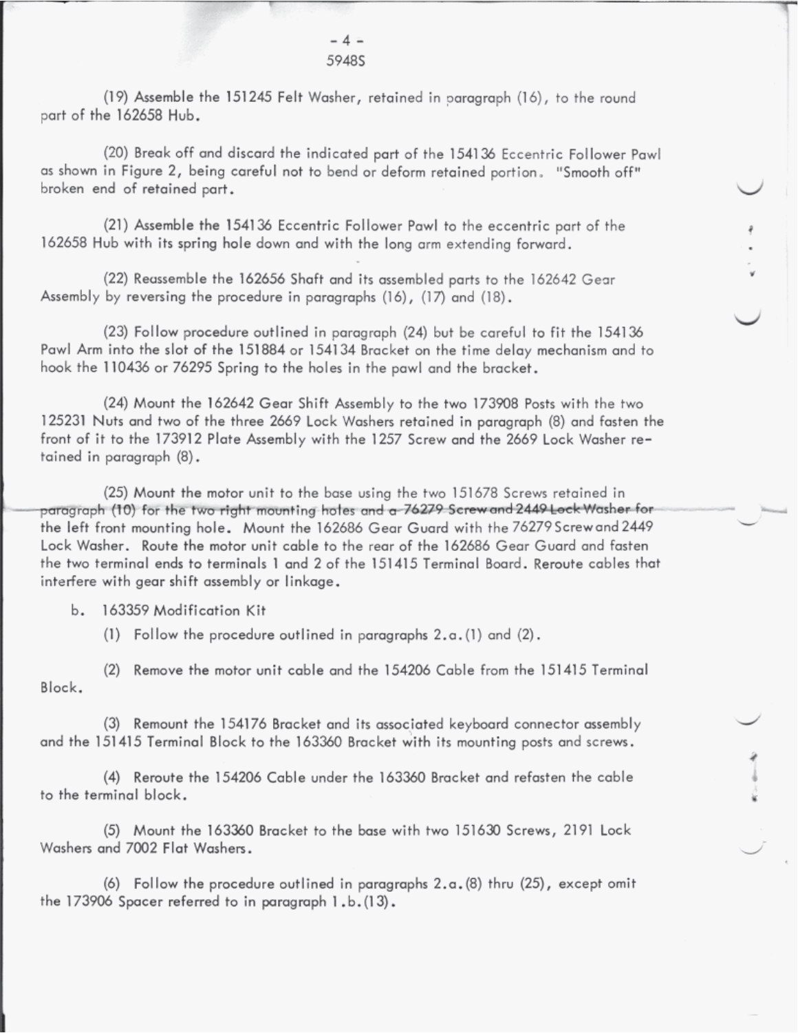(19) Assemble the 151245 Felt Washer, retained in paragraph (16), to the round part of the 162658 Hub.

(20) Break off and discard the indicated part of the 154136 Eccentric Follower Pawl as shown in Figure 2, being careful not to bend or deform retained portion. "Smooth off" broken end of retained part.

(21) Assemble the 154136 Eccentric Follower Pawl to the eccentric part of the 162658 Hub with its spring hole down and with the long arm extending forward.

(22) Reassemble the 162656 Shaft and its assembled parts to the 162642 Gear Assembly by reversing the procedure in paragraphs (16), (17) and (18).

(23) Follow procedure outlined in paragraph (24) but be careful to fit the 154136 Pawl Arm into the slot of the 151884 or 154134 Bracket on the time delay mechanism and to hook the 110436 or 76295 Spring to the holes in the pawl and the bracket.

(24) Mount the 162642 Gear Shift Assembly to the two 173908 Posts with the two 125231 Nuts and two of the three 2669 Lock Washers retained in paragraph (8) and fasten the front of it to the 173912 Plate Assembly with the 1257 Screw and the 2669 Lock Washer retained in paragraph (8).

(25) Mount the motor unit to the base using the two 151678 Screws retained in paragraph (10) for the two right mounting holes and a 76279 Screw and 2449 Lock Washer for the left front mounting hole. Mount the 162686 Gear Guard with the 76279 Screw and 2449 Lock Washer. Route the motor unit cable to the rear of the 162686 Gear Guard and fasten the two terminal ends to terminals 1 and 2 of the 151415 Terminal Board. Reroute cables that interfere with gear shift assembly or linkage.

b. 163359 Modification Kit

(1) Follow the procedure outlined in paragraphs 2.a.(1) and (2).

(2) Remove the motor unit cable and the 154206 Cable from the 151415 Terminal Block.

(3) Remount the 154176 Bracket and its associated keyboard connector assembly and the 151415 Terminal Block to the 163360 Bracket with its mounting posts and screws.

(4) Reroute the 154206 Cable under the 163360 Bracket and refasten the cable to the terminal block.

(5) Mount the 163360 Bracket to the base with two 151630 Screws, 2191 Lock Washers and 7002 Flat Washers.

(6) Follow the procedure outlined in paragraphs 2.a.(8) thru (25), except omit the 173906 Spacer referred to in paragraph 1.b.(13).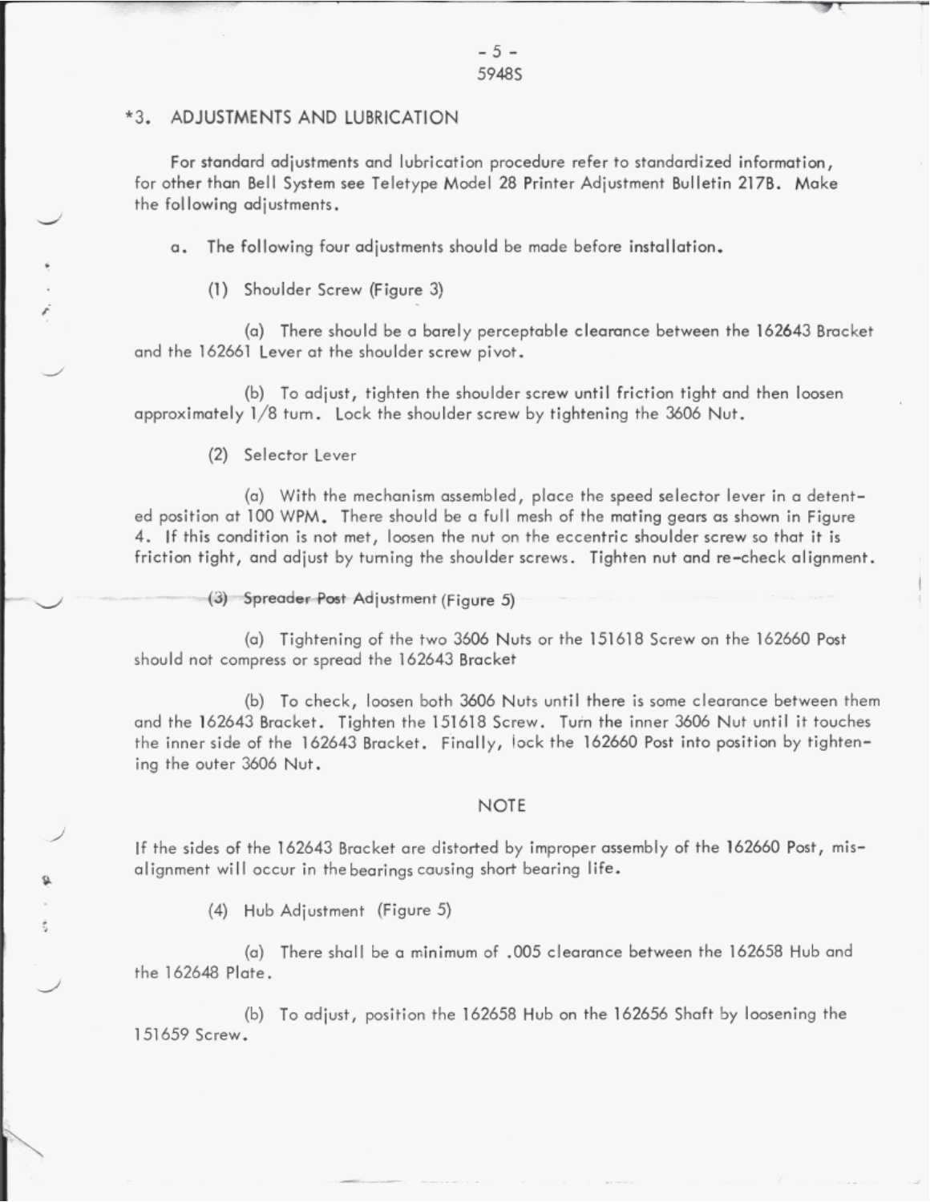## *3. ADJUSTMENTS AND LUBRICATION

For standard adjustments and lubrication procedure refer to standardized information, for other than Bell System see Teletype Model 28 Printer Adjustment Bulletin 217B. Make the following adjustments.

a. The following four adjustments should be made before installation.

(1) Shoulder Screw (Figure 3)

(a) There should be a barely perceptable clearance between the 162643 Bracket and the 162661 Lever at the shoulder screw pivot.

(b) To adjust, tighten the shoulder screw until friction tight and then loosen approximately 1/8 turn. Lock the shoulder screw by tightening the 3606 Nut.

(2) Selector Lever

(a) With the mechanism assembled, place the speed selector lever in a detented position at 100 WPM. There should be a full mesh of the mating gears as shown in Figure 4. If this condition is not met, loosen the nut on the eccentric shoulder screw so that it is friction tight, and adjust by turning the shoulder screws. Tighten nut and re-check alignment.

(3) Spreader Post Adjustment (Figure 5)

(a) Tightening of the two 3606 Nuts or the 151618 Screw on the 162660 Post should not compress or spread the 162643 Bracket

(b) To check, loosen both 3606 Nuts until there is some clearance between them and the 162643 Bracket. Tighten the 151618 Screw. Turn the inner 3606 Nut until it touches the inner side of the 162643 Bracket. Finally, lock the 162660 Post into position by tightening the outer 3606 Nut.

### NOTE

If the sides of the 162643 Bracket are distorted by improper assembly of the 162660 Post, misalignment will occur in the bearings causing short bearing life.

(4) Hub Adjustment (Figure 5)

(a) There shall be a minimum of .005 clearance between the 162658 Hub and the 162648 Plate.

(b) To adjust, position the 162658 Hub on the 162656 Shaft by loosening the 151659 Screw.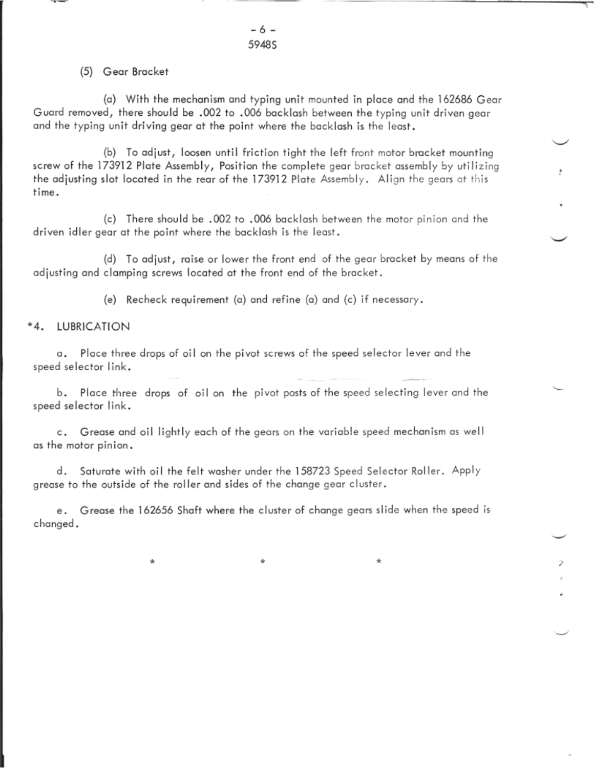(5) Gear Bracket

(a) With the mechanism and typing unit mounted in place and the 162686 Gear Guard removed, there should be .002 to .006 backlash between the typing unit driven gear and the typing unit driving gear at the point where the backlash is the least.

(b) To adjust, loosen until friction tight the left front motor bracket mounting screw of the 173912 Plate Assembly, Position the complete gear bracket assembly by utilizing the adjusting slot located in the rear of the 173912 Plate Assembly. Align the gears at this time.

(c) There should be .002 to .006 backlash between the motor pinion and the driven idler gear at the point where the backlash is the least.

(d) To adjust, raise or lower the front end of the gear bracket by means of the adjusting and clamping screws located at the front end of the bracket.

(e) Recheck requirement (a) and refine (a) and (c) if necessary.

## *4. LUBRICATION

a. Place three drops of oil on the pivot screws of the speed selector lever and the speed selector link.

b. Place three drops of oil on the pivot posts of the speed selecting lever and the speed selector link.

c. Grease and oil lightly each of the gears on the variable speed mechanism as well as the motor pinion.

d. Saturate with oil the felt washer under the 158723 Speed Selector Roller. Apply grease to the outside of the roller and sides of the change gear cluster.

e. Grease the 162656 Shaft where the cluster of change gears slide when the speed is changed.

\* \* \*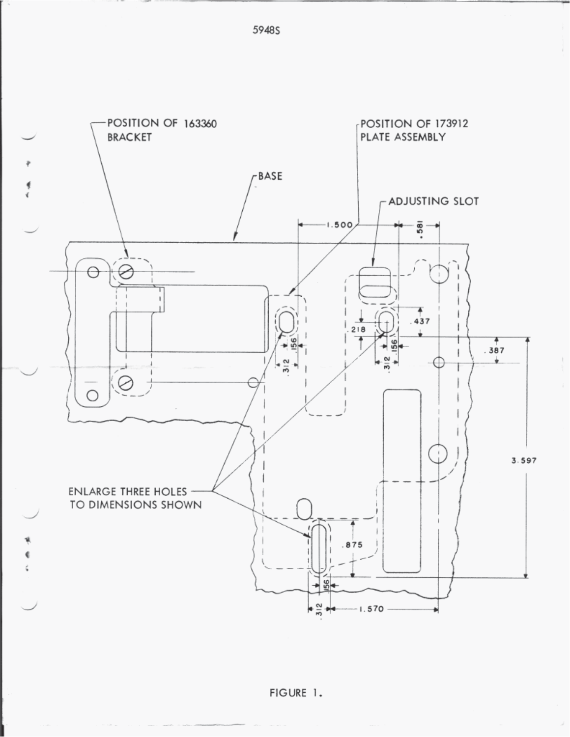FIGURE 1.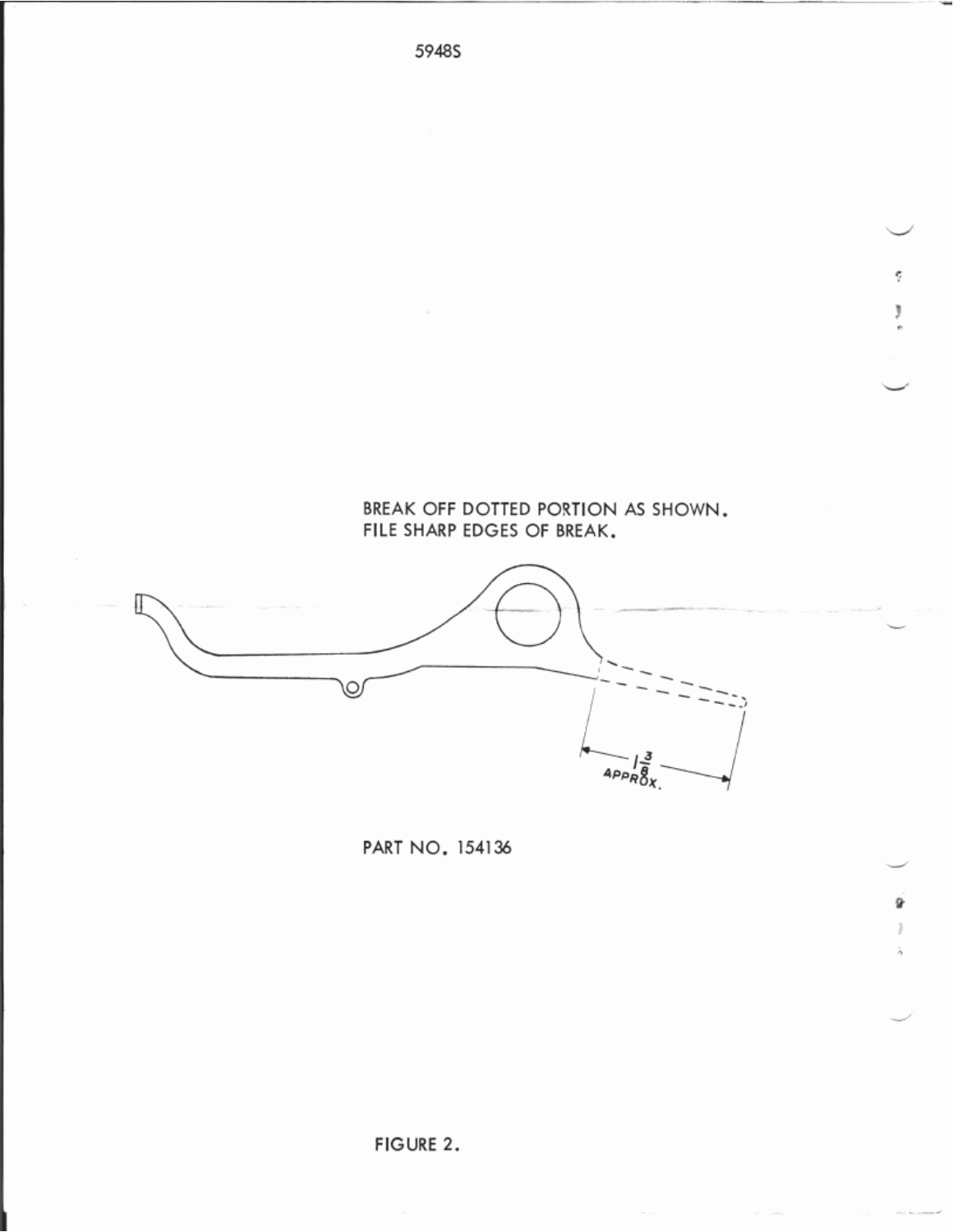5948S

BREAK OFF DOTTED PORTION AS SHOWN.
FILE SHARP EDGES OF BREAK.

$1\frac{3}{8}$ APPROX.

PART NO. 154136

FIGURE 2.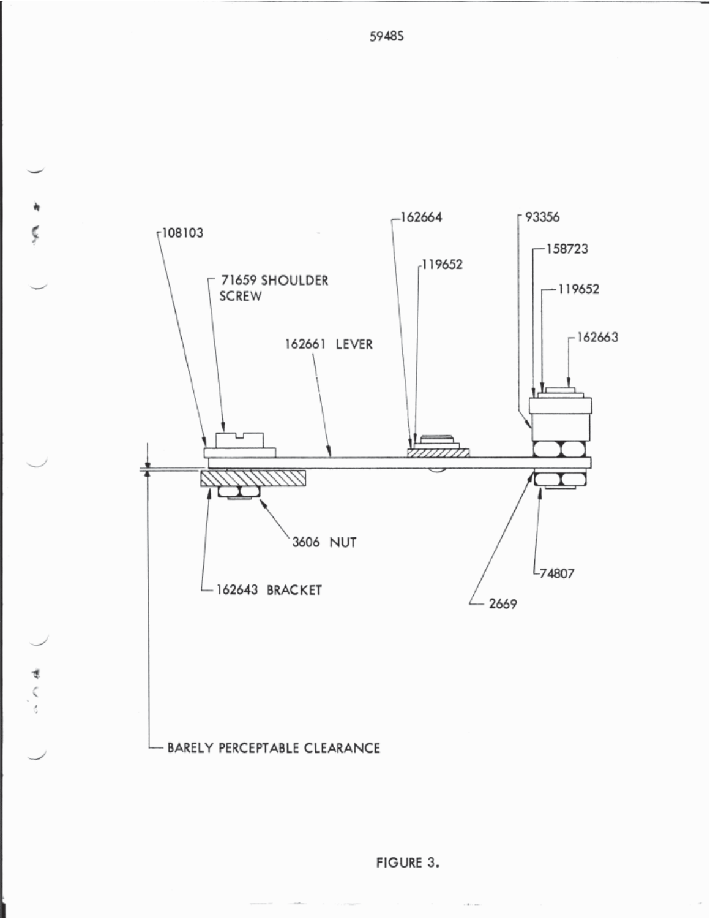5948S

108103

71659 SHOULDER SCREW

162661 LEVER

162664

119652

93356

158723

119652

162663

3606 NUT

162643 BRACKET

74807

2669

BARELY PERCEPTABLE CLEARANCE

FIGURE 3.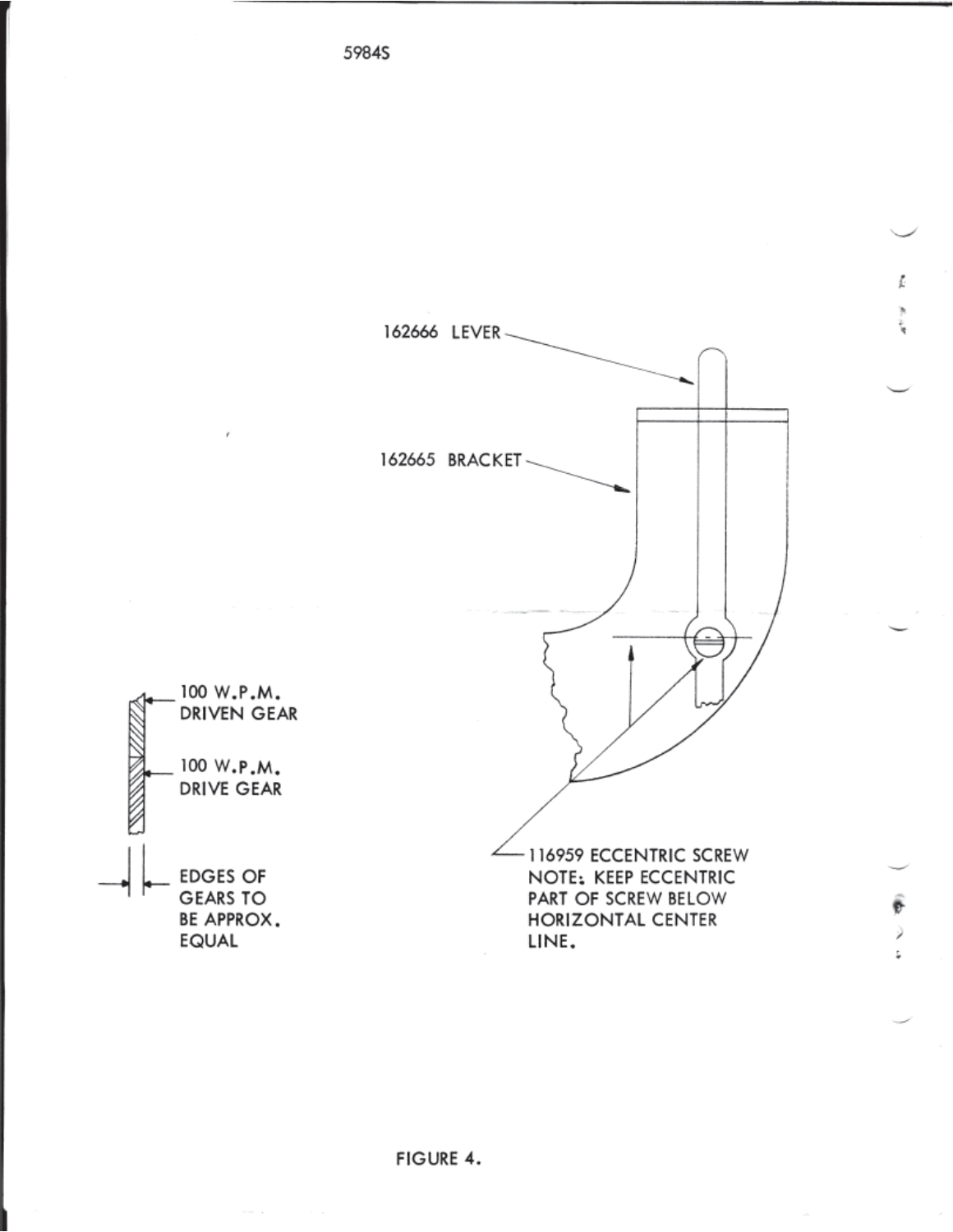5984S

162666 LEVER

162665 BRACKET

100 W.P.M. DRIVEN GEAR

100 W.P.M. DRIVE GEAR

EDGES OF GEARS TO BE APPROX. EQUAL

116959 ECCENTRIC SCREW
NOTE: KEEP ECCENTRIC PART OF SCREW BELOW HORIZONTAL CENTER LINE.

FIGURE 4.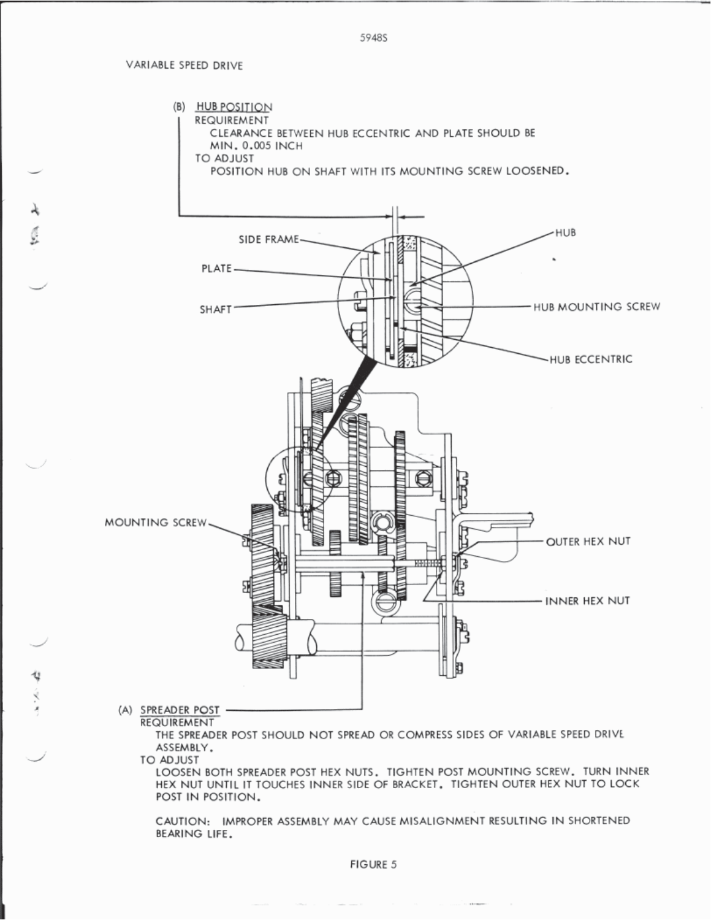VARIABLE SPEED DRIVE

(B) HUB POSITION

REQUIREMENT

CLEARANCE BETWEEN HUB ECCENTRIC AND PLATE SHOULD BE MIN. 0.005 INCH

TO ADJUST

POSITION HUB ON SHAFT WITH ITS MOUNTING SCREW LOOSENED.

SIDE FRAME

PLATE

SHAFT

HUB

HUB MOUNTING SCREW

HUB ECCENTRIC

MOUNTING SCREW

OUTER HEX NUT

INNER HEX NUT

(A) SPREADER POST

REQUIREMENT

THE SPREADER POST SHOULD NOT SPREAD OR COMPRESS SIDES OF VARIABLE SPEED DRIVE ASSEMBLY.

TO ADJUST

LOOSEN BOTH SPREADER POST HEX NUTS. TIGHTEN POST MOUNTING SCREW. TURN INNER HEX NUT UNTIL IT TOUCHES INNER SIDE OF BRACKET. TIGHTEN OUTER HEX NUT TO LOCK POST IN POSITION.

CAUTION: IMPROPER ASSEMBLY MAY CAUSE MISALIGNMENT RESULTING IN SHORTENED BEARING LIFE.

FIGURE 5